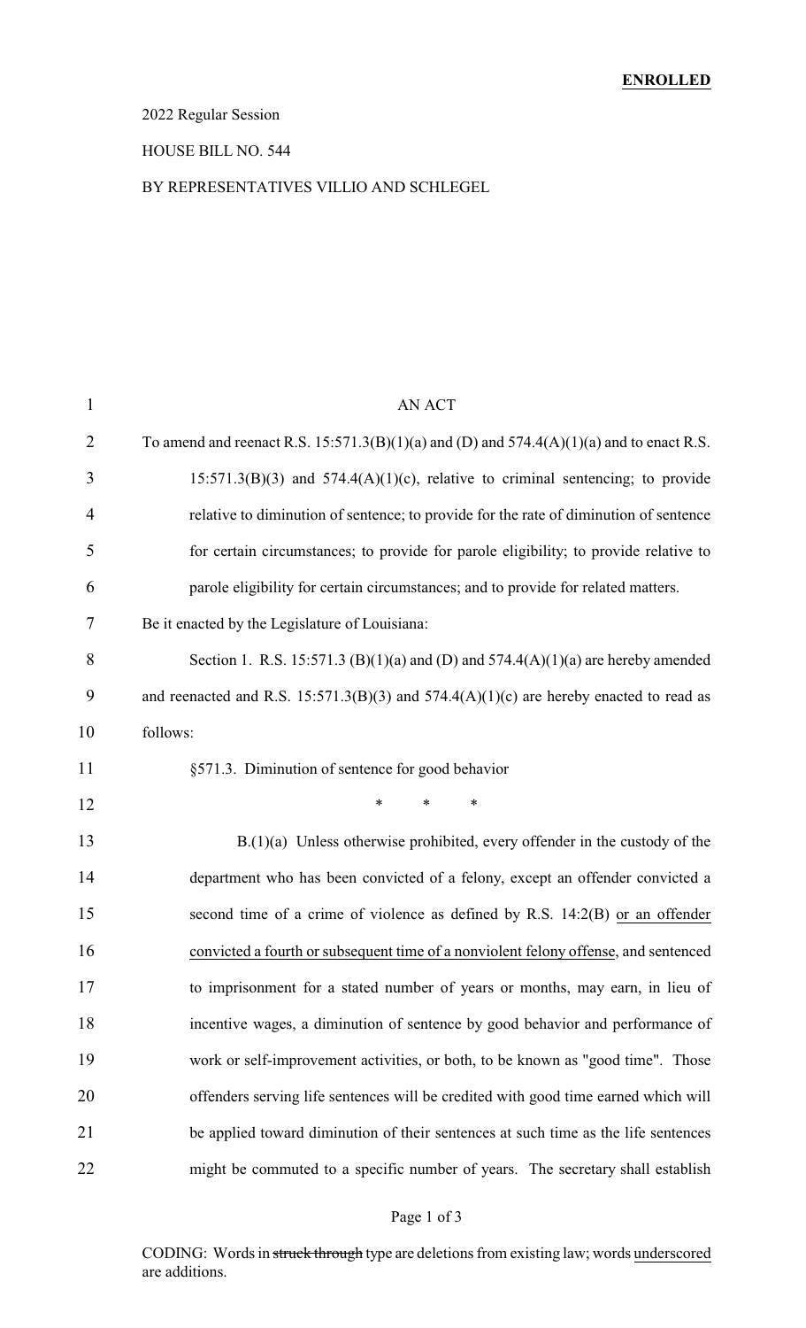**ENROLLED**

2022 Regular Session

HOUSE BILL NO. 544

BY REPRESENTATIVES VILLIO AND SCHLEGEL

AN ACT

To amend and reenact R.S. 15:571.3(B)(1)(a) and (D) and 574.4(A)(1)(a) and to enact R.S. 15:571.3(B)(3) and 574.4(A)(1)(c), relative to criminal sentencing; to provide relative to diminution of sentence; to provide for the rate of diminution of sentence for certain circumstances; to provide for parole eligibility; to provide relative to parole eligibility for certain circumstances; and to provide for related matters.

Be it enacted by the Legislature of Louisiana:

Section 1. R.S. 15:571.3 (B)(1)(a) and (D) and 574.4(A)(1)(a) are hereby amended and reenacted and R.S. 15:571.3(B)(3) and 574.4(A)(1)(c) are hereby enacted to read as follows:

§571.3. Diminution of sentence for good behavior

\* \* \*

B.(1)(a) Unless otherwise prohibited, every offender in the custody of the department who has been convicted of a felony, except an offender convicted a second time of a crime of violence as defined by R.S. 14:2(B) <u>or an offender convicted a fourth or subsequent time of a nonviolent felony offense</u>, and sentenced to imprisonment for a stated number of years or months, may earn, in lieu of incentive wages, a diminution of sentence by good behavior and performance of work or self-improvement activities, or both, to be known as "good time". Those offenders serving life sentences will be credited with good time earned which will be applied toward diminution of their sentences at such time as the life sentences might be commuted to a specific number of years. The secretary shall establish

CODING: Words in ~~struck through~~ type are deletions from existing law; words <u>underscored</u> are additions.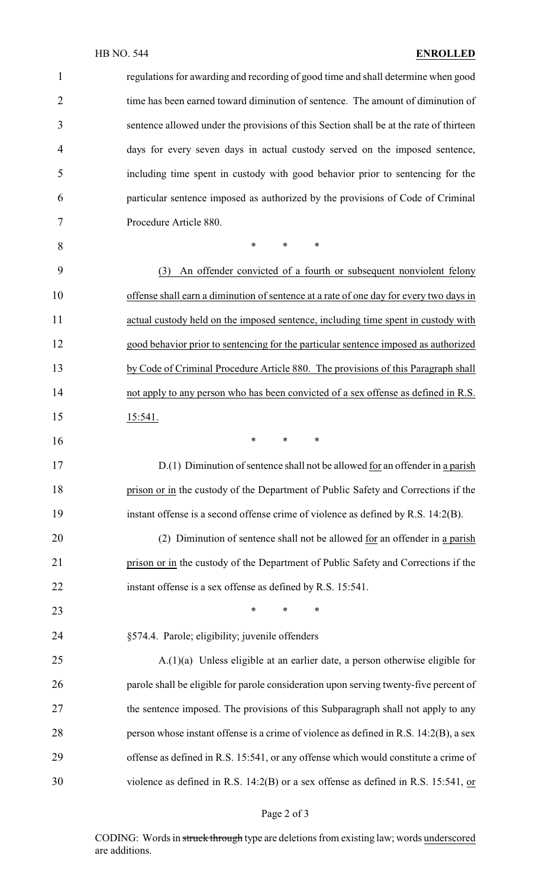regulations for awarding and recording of good time and shall determine when good time has been earned toward diminution of sentence. The amount of diminution of sentence allowed under the provisions of this Section shall be at the rate of thirteen days for every seven days in actual custody served on the imposed sentence, including time spent in custody with good behavior prior to sentencing for the particular sentence imposed as authorized by the provisions of Code of Criminal Procedure Article 880.

\* \* \*

(3) An offender convicted of a fourth or subsequent nonviolent felony offense shall earn a diminution of sentence at a rate of one day for every two days in actual custody held on the imposed sentence, including time spent in custody with good behavior prior to sentencing for the particular sentence imposed as authorized by Code of Criminal Procedure Article 880. The provisions of this Paragraph shall not apply to any person who has been convicted of a sex offense as defined in R.S. 15:541.

\* \* \*

D.(1) Diminution of sentence shall not be allowed for an offender in a parish prison or in the custody of the Department of Public Safety and Corrections if the instant offense is a second offense crime of violence as defined by R.S. 14:2(B).

(2) Diminution of sentence shall not be allowed for an offender in a parish prison or in the custody of the Department of Public Safety and Corrections if the instant offense is a sex offense as defined by R.S. 15:541.

\* \* \*

§574.4. Parole; eligibility; juvenile offenders

A.(1)(a) Unless eligible at an earlier date, a person otherwise eligible for parole shall be eligible for parole consideration upon serving twenty-five percent of the sentence imposed. The provisions of this Subparagraph shall not apply to any person whose instant offense is a crime of violence as defined in R.S. 14:2(B), a sex offense as defined in R.S. 15:541, or any offense which would constitute a crime of violence as defined in R.S. 14:2(B) or a sex offense as defined in R.S. 15:541, or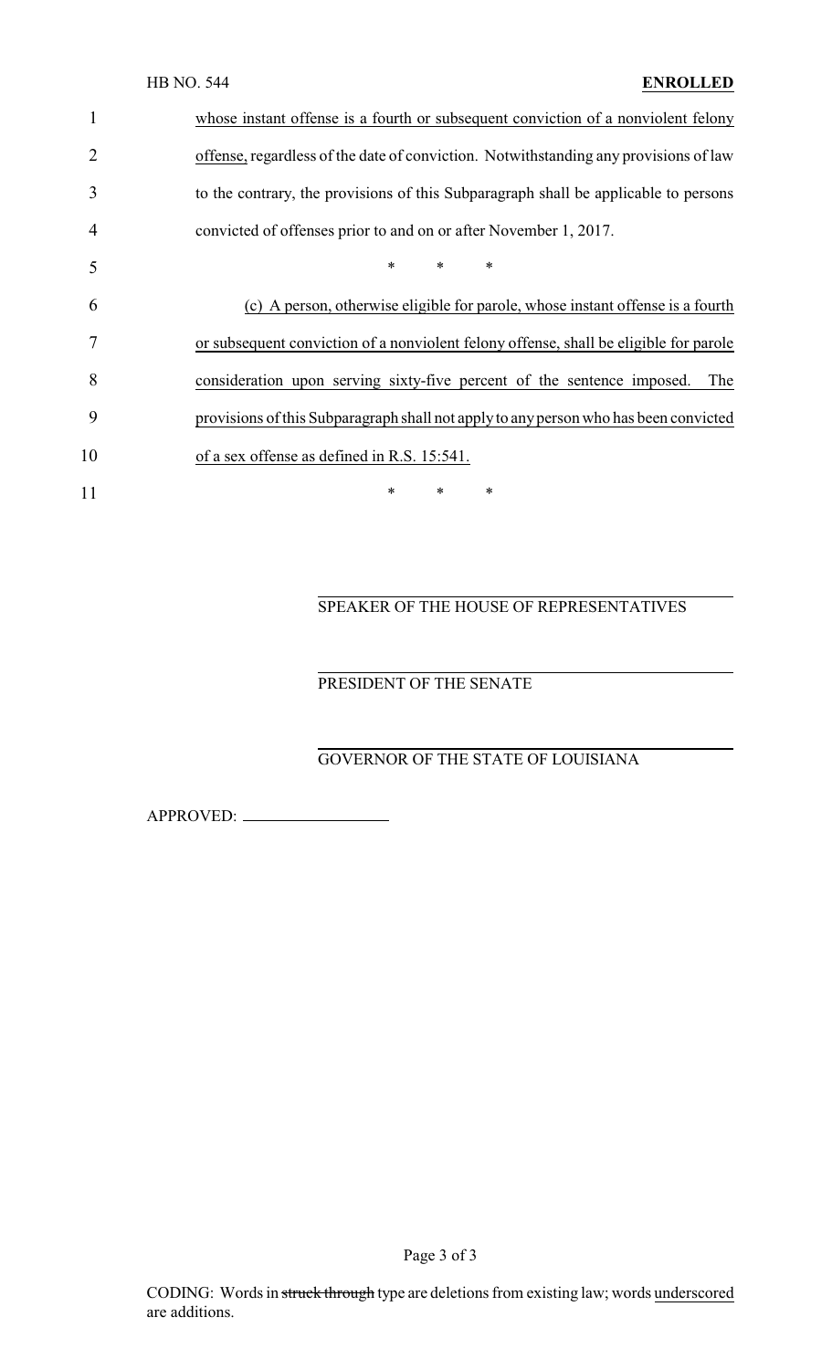whose instant offense is a fourth or subsequent conviction of a nonviolent felony offense, regardless of the date of conviction. Notwithstanding any provisions of law to the contrary, the provisions of this Subparagraph shall be applicable to persons convicted of offenses prior to and on or after November 1, 2017.

\* \* \*

(c) A person, otherwise eligible for parole, whose instant offense is a fourth or subsequent conviction of a nonviolent felony offense, shall be eligible for parole consideration upon serving sixty-five percent of the sentence imposed. The provisions of this Subparagraph shall not apply to any person who has been convicted of a sex offense as defined in R.S. 15:541.

\* \* \*

SPEAKER OF THE HOUSE OF REPRESENTATIVES

PRESIDENT OF THE SENATE

GOVERNOR OF THE STATE OF LOUISIANA

APPROVED: \_\_\_\_\_\_\_\_\_\_\_\_\_\_\_\_\_\_

CODING: Words in ~~struck through~~ type are deletions from existing law; words underscored are additions.